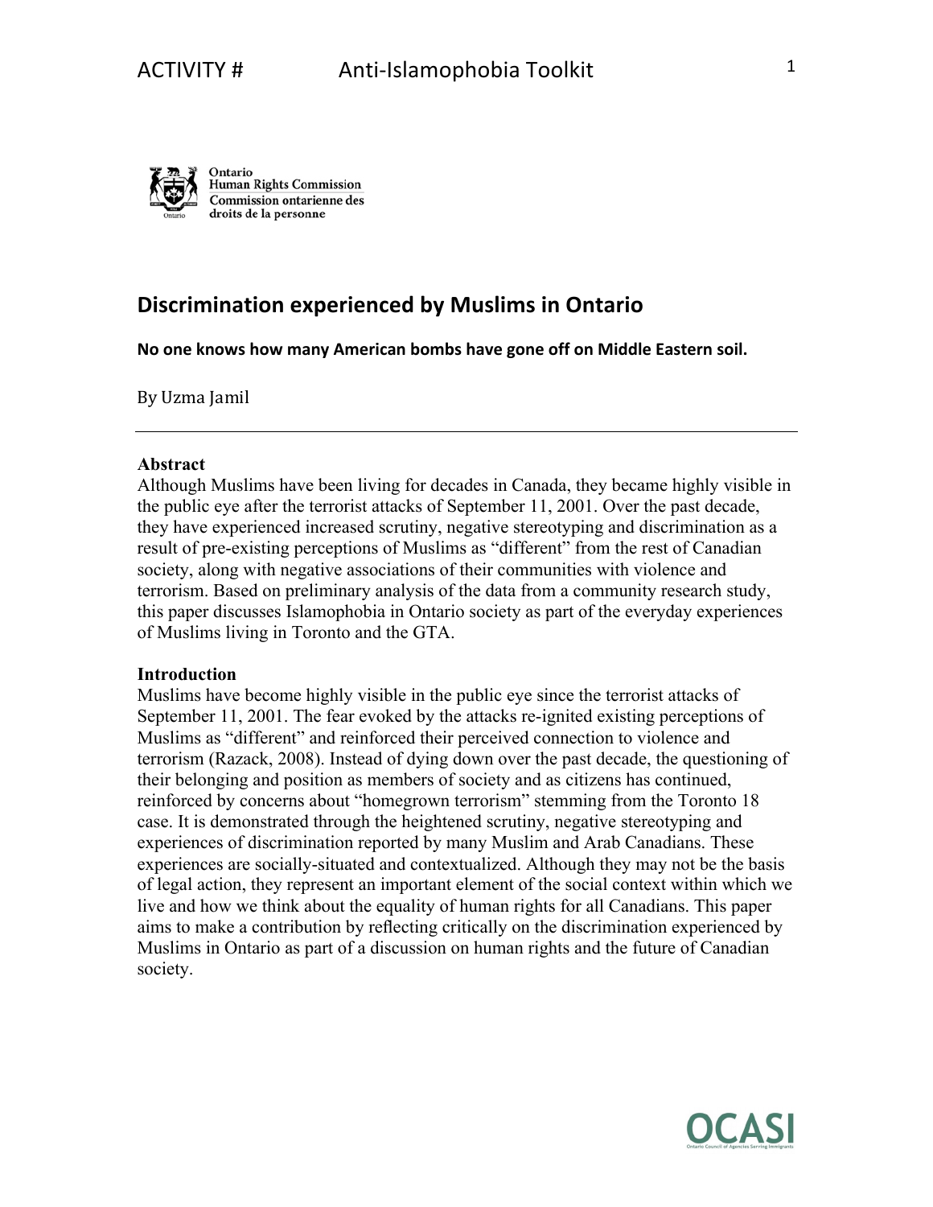Ontario Human Rights Commission
Commission ontarienne des droits de la personne

# Discrimination experienced by Muslims in Ontario

**No one knows how many American bombs have gone off on Middle Eastern soil.**

By Uzma Jamil

---

**Abstract**

Although Muslims have been living for decades in Canada, they became highly visible in the public eye after the terrorist attacks of September 11, 2001. Over the past decade, they have experienced increased scrutiny, negative stereotyping and discrimination as a result of pre-existing perceptions of Muslims as "different" from the rest of Canadian society, along with negative associations of their communities with violence and terrorism. Based on preliminary analysis of the data from a community research study, this paper discusses Islamophobia in Ontario society as part of the everyday experiences of Muslims living in Toronto and the GTA.

**Introduction**

Muslims have become highly visible in the public eye since the terrorist attacks of September 11, 2001. The fear evoked by the attacks re-ignited existing perceptions of Muslims as "different" and reinforced their perceived connection to violence and terrorism (Razack, 2008). Instead of dying down over the past decade, the questioning of their belonging and position as members of society and as citizens has continued, reinforced by concerns about "homegrown terrorism" stemming from the Toronto 18 case. It is demonstrated through the heightened scrutiny, negative stereotyping and experiences of discrimination reported by many Muslim and Arab Canadians. These experiences are socially-situated and contextualized. Although they may not be the basis of legal action, they represent an important element of the social context within which we live and how we think about the equality of human rights for all Canadians. This paper aims to make a contribution by reflecting critically on the discrimination experienced by Muslims in Ontario as part of a discussion on human rights and the future of Canadian society.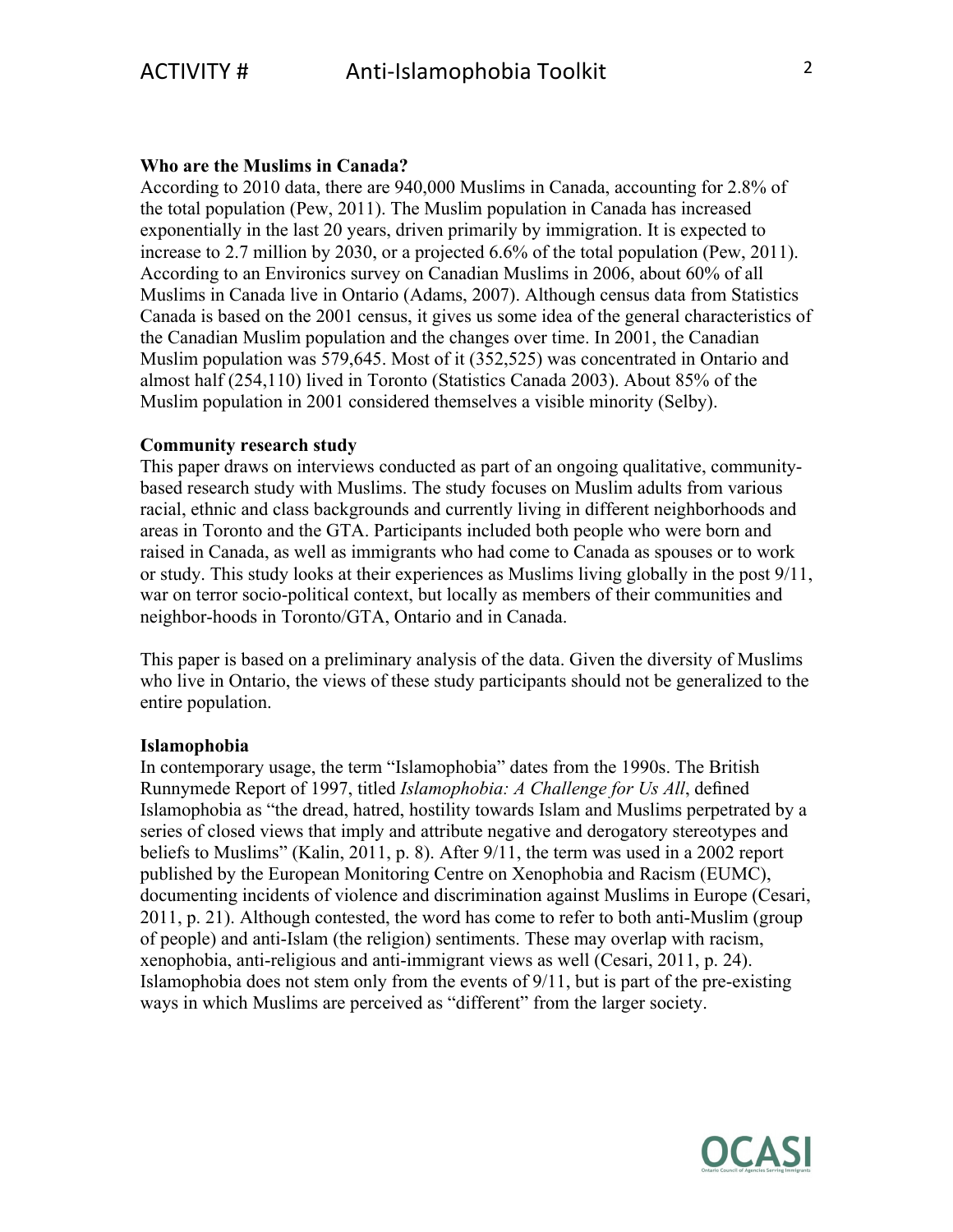**Who are the Muslims in Canada?**

According to 2010 data, there are 940,000 Muslims in Canada, accounting for 2.8% of the total population (Pew, 2011). The Muslim population in Canada has increased exponentially in the last 20 years, driven primarily by immigration. It is expected to increase to 2.7 million by 2030, or a projected 6.6% of the total population (Pew, 2011). According to an Environics survey on Canadian Muslims in 2006, about 60% of all Muslims in Canada live in Ontario (Adams, 2007). Although census data from Statistics Canada is based on the 2001 census, it gives us some idea of the general characteristics of the Canadian Muslim population and the changes over time. In 2001, the Canadian Muslim population was 579,645. Most of it (352,525) was concentrated in Ontario and almost half (254,110) lived in Toronto (Statistics Canada 2003). About 85% of the Muslim population in 2001 considered themselves a visible minority (Selby).

**Community research study**

This paper draws on interviews conducted as part of an ongoing qualitative, community-based research study with Muslims. The study focuses on Muslim adults from various racial, ethnic and class backgrounds and currently living in different neighborhoods and areas in Toronto and the GTA. Participants included both people who were born and raised in Canada, as well as immigrants who had come to Canada as spouses or to work or study. This study looks at their experiences as Muslims living globally in the post 9/11, war on terror socio-political context, but locally as members of their communities and neighbor-hoods in Toronto/GTA, Ontario and in Canada.

This paper is based on a preliminary analysis of the data. Given the diversity of Muslims who live in Ontario, the views of these study participants should not be generalized to the entire population.

**Islamophobia**

In contemporary usage, the term "Islamophobia" dates from the 1990s. The British Runnymede Report of 1997, titled *Islamophobia: A Challenge for Us All*, defined Islamophobia as "the dread, hatred, hostility towards Islam and Muslims perpetrated by a series of closed views that imply and attribute negative and derogatory stereotypes and beliefs to Muslims" (Kalin, 2011, p. 8). After 9/11, the term was used in a 2002 report published by the European Monitoring Centre on Xenophobia and Racism (EUMC), documenting incidents of violence and discrimination against Muslims in Europe (Cesari, 2011, p. 21). Although contested, the word has come to refer to both anti-Muslim (group of people) and anti-Islam (the religion) sentiments. These may overlap with racism, xenophobia, anti-religious and anti-immigrant views as well (Cesari, 2011, p. 24). Islamophobia does not stem only from the events of 9/11, but is part of the pre-existing ways in which Muslims are perceived as "different" from the larger society.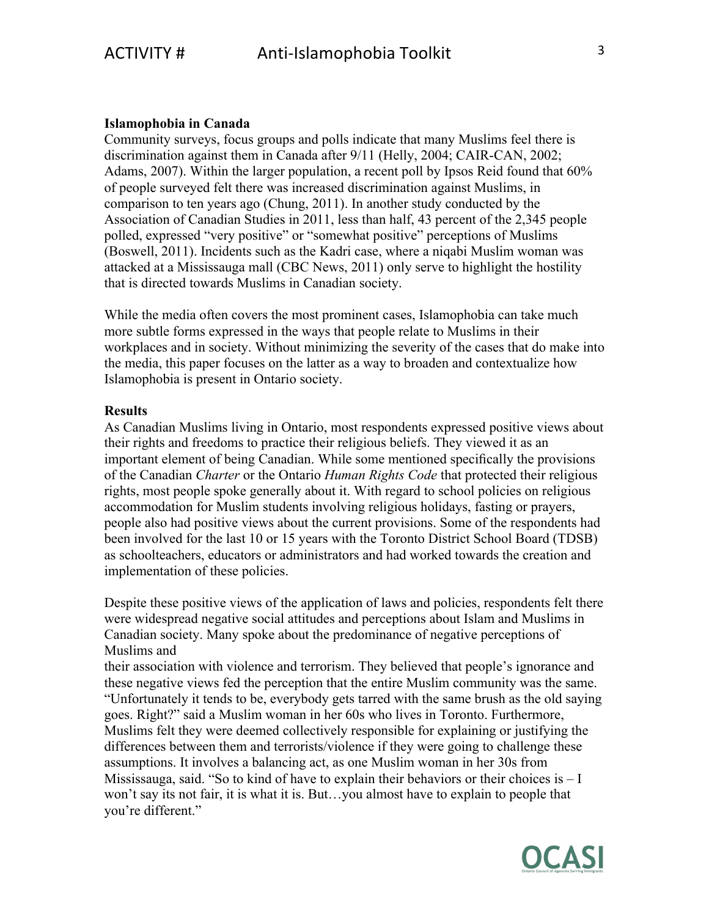**Islamophobia in Canada**

Community surveys, focus groups and polls indicate that many Muslims feel there is discrimination against them in Canada after 9/11 (Helly, 2004; CAIR-CAN, 2002; Adams, 2007). Within the larger population, a recent poll by Ipsos Reid found that 60% of people surveyed felt there was increased discrimination against Muslims, in comparison to ten years ago (Chung, 2011). In another study conducted by the Association of Canadian Studies in 2011, less than half, 43 percent of the 2,345 people polled, expressed "very positive" or "somewhat positive" perceptions of Muslims (Boswell, 2011). Incidents such as the Kadri case, where a niqabi Muslim woman was attacked at a Mississauga mall (CBC News, 2011) only serve to highlight the hostility that is directed towards Muslims in Canadian society.

While the media often covers the most prominent cases, Islamophobia can take much more subtle forms expressed in the ways that people relate to Muslims in their workplaces and in society. Without minimizing the severity of the cases that do make into the media, this paper focuses on the latter as a way to broaden and contextualize how Islamophobia is present in Ontario society.

**Results**

As Canadian Muslims living in Ontario, most respondents expressed positive views about their rights and freedoms to practice their religious beliefs. They viewed it as an important element of being Canadian. While some mentioned specifically the provisions of the Canadian *Charter* or the Ontario *Human Rights Code* that protected their religious rights, most people spoke generally about it. With regard to school policies on religious accommodation for Muslim students involving religious holidays, fasting or prayers, people also had positive views about the current provisions. Some of the respondents had been involved for the last 10 or 15 years with the Toronto District School Board (TDSB) as schoolteachers, educators or administrators and had worked towards the creation and implementation of these policies.

Despite these positive views of the application of laws and policies, respondents felt there were widespread negative social attitudes and perceptions about Islam and Muslims in Canadian society. Many spoke about the predominance of negative perceptions of Muslims and their association with violence and terrorism. They believed that people's ignorance and these negative views fed the perception that the entire Muslim community was the same. "Unfortunately it tends to be, everybody gets tarred with the same brush as the old saying goes. Right?" said a Muslim woman in her 60s who lives in Toronto. Furthermore, Muslims felt they were deemed collectively responsible for explaining or justifying the differences between them and terrorists/violence if they were going to challenge these assumptions. It involves a balancing act, as one Muslim woman in her 30s from Mississauga, said. "So to kind of have to explain their behaviors or their choices is – I won't say its not fair, it is what it is. But…you almost have to explain to people that you're different."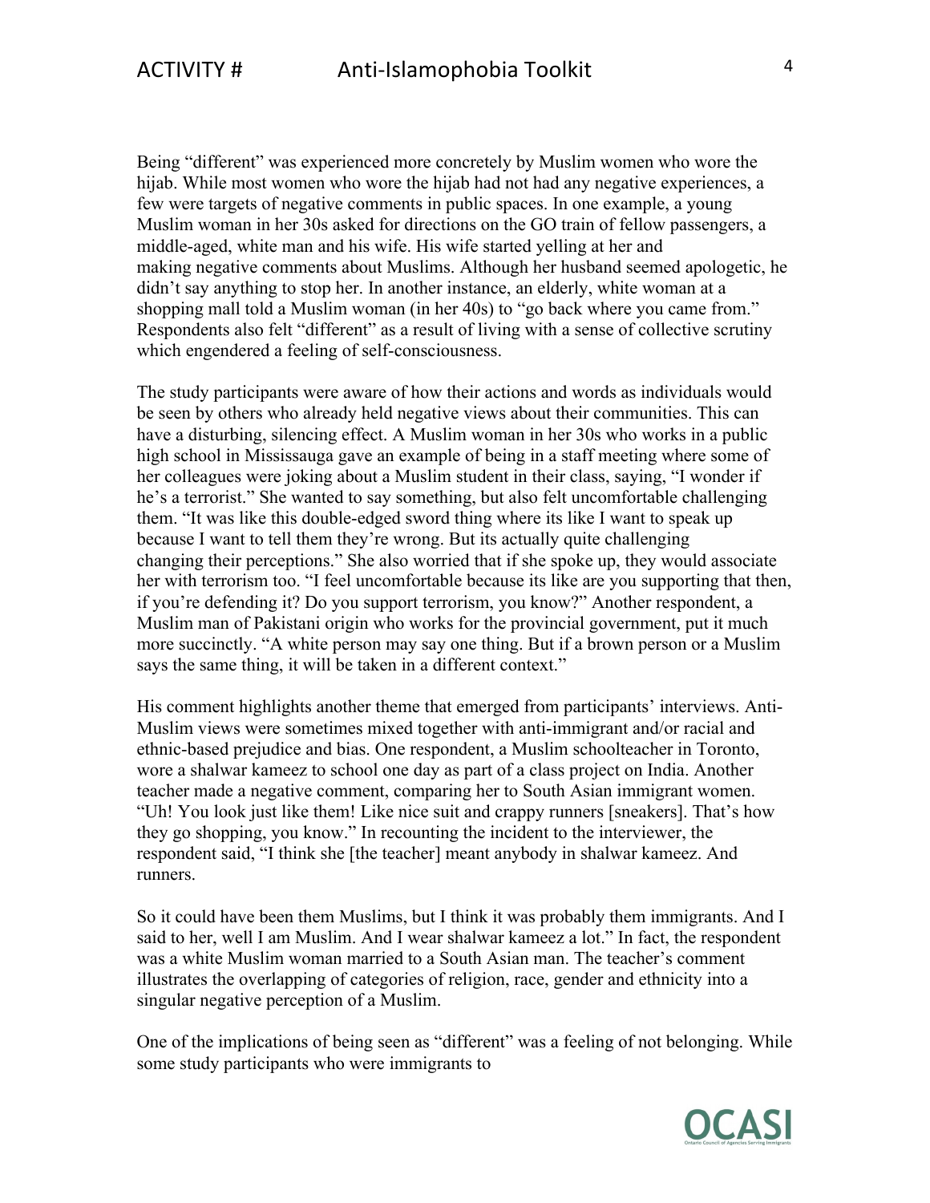Being "different" was experienced more concretely by Muslim women who wore the hijab. While most women who wore the hijab had not had any negative experiences, a few were targets of negative comments in public spaces. In one example, a young Muslim woman in her 30s asked for directions on the GO train of fellow passengers, a middle-aged, white man and his wife. His wife started yelling at her and making negative comments about Muslims. Although her husband seemed apologetic, he didn't say anything to stop her. In another instance, an elderly, white woman at a shopping mall told a Muslim woman (in her 40s) to "go back where you came from." Respondents also felt "different" as a result of living with a sense of collective scrutiny which engendered a feeling of self-consciousness.

The study participants were aware of how their actions and words as individuals would be seen by others who already held negative views about their communities. This can have a disturbing, silencing effect. A Muslim woman in her 30s who works in a public high school in Mississauga gave an example of being in a staff meeting where some of her colleagues were joking about a Muslim student in their class, saying, "I wonder if he's a terrorist." She wanted to say something, but also felt uncomfortable challenging them. "It was like this double-edged sword thing where its like I want to speak up because I want to tell them they're wrong. But its actually quite challenging changing their perceptions." She also worried that if she spoke up, they would associate her with terrorism too. "I feel uncomfortable because its like are you supporting that then, if you're defending it? Do you support terrorism, you know?" Another respondent, a Muslim man of Pakistani origin who works for the provincial government, put it much more succinctly. "A white person may say one thing. But if a brown person or a Muslim says the same thing, it will be taken in a different context."

His comment highlights another theme that emerged from participants' interviews. Anti-Muslim views were sometimes mixed together with anti-immigrant and/or racial and ethnic-based prejudice and bias. One respondent, a Muslim schoolteacher in Toronto, wore a shalwar kameez to school one day as part of a class project on India. Another teacher made a negative comment, comparing her to South Asian immigrant women. "Uh! You look just like them! Like nice suit and crappy runners [sneakers]. That's how they go shopping, you know." In recounting the incident to the interviewer, the respondent said, "I think she [the teacher] meant anybody in shalwar kameez. And runners.

So it could have been them Muslims, but I think it was probably them immigrants. And I said to her, well I am Muslim. And I wear shalwar kameez a lot." In fact, the respondent was a white Muslim woman married to a South Asian man. The teacher's comment illustrates the overlapping of categories of religion, race, gender and ethnicity into a singular negative perception of a Muslim.

One of the implications of being seen as "different" was a feeling of not belonging. While some study participants who were immigrants to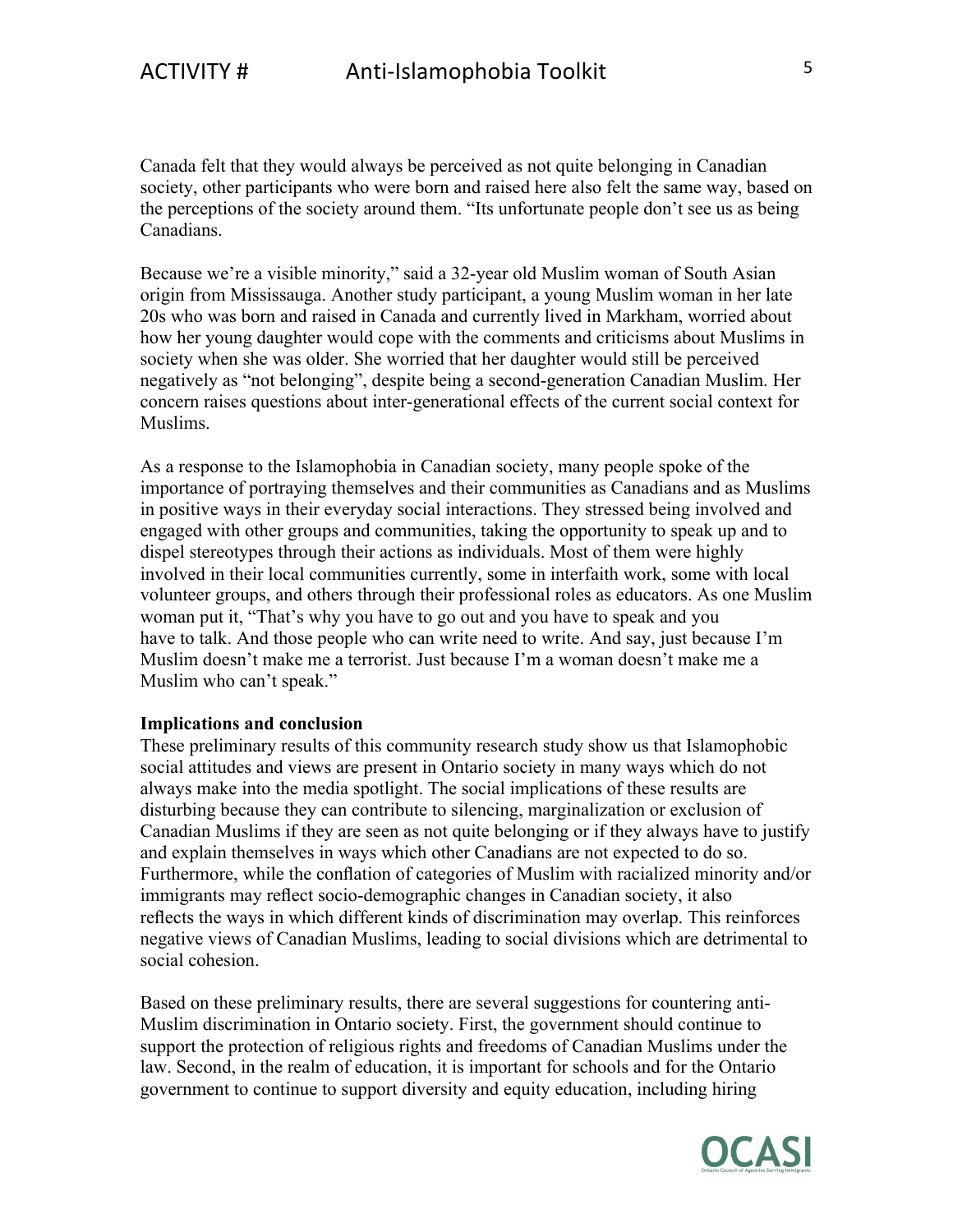Canada felt that they would always be perceived as not quite belonging in Canadian society, other participants who were born and raised here also felt the same way, based on the perceptions of the society around them. “Its unfortunate people don’t see us as being Canadians.

Because we’re a visible minority,” said a 32-year old Muslim woman of South Asian origin from Mississauga. Another study participant, a young Muslim woman in her late 20s who was born and raised in Canada and currently lived in Markham, worried about how her young daughter would cope with the comments and criticisms about Muslims in society when she was older. She worried that her daughter would still be perceived negatively as “not belonging”, despite being a second-generation Canadian Muslim. Her concern raises questions about inter-generational effects of the current social context for Muslims.

As a response to the Islamophobia in Canadian society, many people spoke of the importance of portraying themselves and their communities as Canadians and as Muslims in positive ways in their everyday social interactions. They stressed being involved and engaged with other groups and communities, taking the opportunity to speak up and to dispel stereotypes through their actions as individuals. Most of them were highly involved in their local communities currently, some in interfaith work, some with local volunteer groups, and others through their professional roles as educators. As one Muslim woman put it, “That’s why you have to go out and you have to speak and you have to talk. And those people who can write need to write. And say, just because I’m Muslim doesn’t make me a terrorist. Just because I’m a woman doesn’t make me a Muslim who can’t speak.”

**Implications and conclusion**

These preliminary results of this community research study show us that Islamophobic social attitudes and views are present in Ontario society in many ways which do not always make into the media spotlight. The social implications of these results are disturbing because they can contribute to silencing, marginalization or exclusion of Canadian Muslims if they are seen as not quite belonging or if they always have to justify and explain themselves in ways which other Canadians are not expected to do so. Furthermore, while the conflation of categories of Muslim with racialized minority and/or immigrants may reflect socio-demographic changes in Canadian society, it also reflects the ways in which different kinds of discrimination may overlap. This reinforces negative views of Canadian Muslims, leading to social divisions which are detrimental to social cohesion.

Based on these preliminary results, there are several suggestions for countering anti-Muslim discrimination in Ontario society. First, the government should continue to support the protection of religious rights and freedoms of Canadian Muslims under the law. Second, in the realm of education, it is important for schools and for the Ontario government to continue to support diversity and equity education, including hiring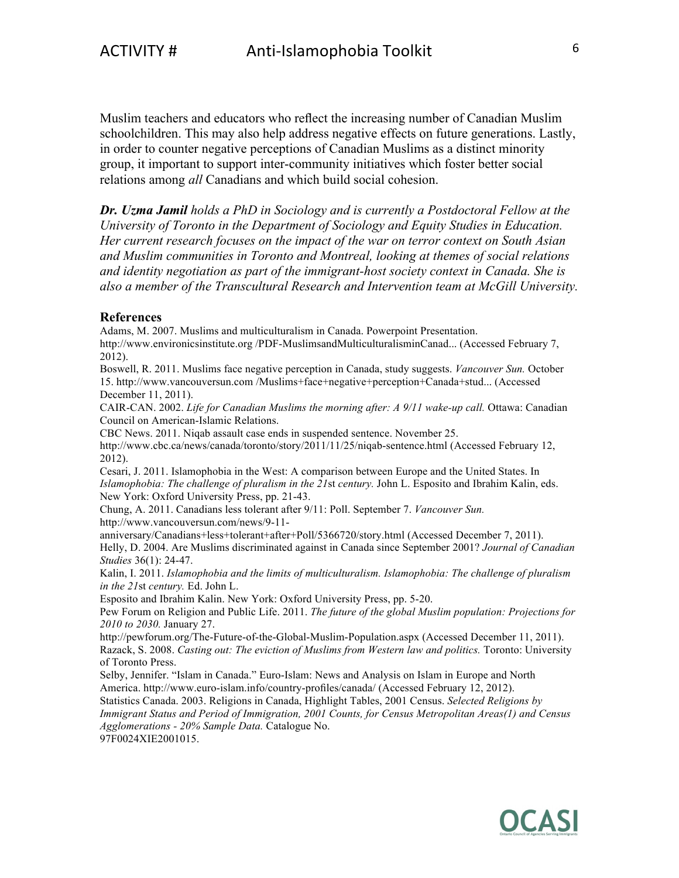Muslim teachers and educators who reflect the increasing number of Canadian Muslim schoolchildren. This may also help address negative effects on future generations. Lastly, in order to counter negative perceptions of Canadian Muslims as a distinct minority group, it important to support inter-community initiatives which foster better social relations among *all* Canadians and which build social cohesion.

***Dr. Uzma Jamil** holds a PhD in Sociology and is currently a Postdoctoral Fellow at the University of Toronto in the Department of Sociology and Equity Studies in Education. Her current research focuses on the impact of the war on terror context on South Asian and Muslim communities in Toronto and Montreal, looking at themes of social relations and identity negotiation as part of the immigrant-host society context in Canada. She is also a member of the Transcultural Research and Intervention team at McGill University.*

## References

Adams, M. 2007. Muslims and multiculturalism in Canada. Powerpoint Presentation. http://www.environicsinstitute.org /PDF-MuslimsandMulticulturalisminCanad... (Accessed February 7, 2012).

Boswell, R. 2011. Muslims face negative perception in Canada, study suggests. *Vancouver Sun.* October 15. http://www.vancouversun.com /Muslims+face+negative+perception+Canada+stud... (Accessed December 11, 2011).

CAIR-CAN. 2002. *Life for Canadian Muslims the morning after: A 9/11 wake-up call.* Ottawa: Canadian Council on American-Islamic Relations.

CBC News. 2011. Niqab assault case ends in suspended sentence. November 25. http://www.cbc.ca/news/canada/toronto/story/2011/11/25/niqab-sentence.html (Accessed February 12, 2012).

Cesari, J. 2011. Islamophobia in the West: A comparison between Europe and the United States. In *Islamophobia: The challenge of pluralism in the 21st century.* John L. Esposito and Ibrahim Kalin, eds. New York: Oxford University Press, pp. 21-43.

Chung, A. 2011. Canadians less tolerant after 9/11: Poll. September 7. *Vancouver Sun.* http://www.vancouversun.com/news/9-11-anniversary/Canadians+less+tolerant+after+Poll/5366720/story.html (Accessed December 7, 2011).

Helly, D. 2004. Are Muslims discriminated against in Canada since September 2001? *Journal of Canadian Studies* 36(1): 24-47.

Kalin, I. 2011. *Islamophobia and the limits of multiculturalism. Islamophobia: The challenge of pluralism in the 21st century.* Ed. John L.

Esposito and Ibrahim Kalin. New York: Oxford University Press, pp. 5-20.

Pew Forum on Religion and Public Life. 2011. *The future of the global Muslim population: Projections for 2010 to 2030.* January 27.

http://pewforum.org/The-Future-of-the-Global-Muslim-Population.aspx (Accessed December 11, 2011).

Razack, S. 2008. *Casting out: The eviction of Muslims from Western law and politics.* Toronto: University of Toronto Press.

Selby, Jennifer. "Islam in Canada." Euro-Islam: News and Analysis on Islam in Europe and North America. http://www.euro-islam.info/country-profiles/canada/ (Accessed February 12, 2012).

Statistics Canada. 2003. Religions in Canada, Highlight Tables, 2001 Census. *Selected Religions by Immigrant Status and Period of Immigration, 2001 Counts, for Census Metropolitan Areas(1) and Census Agglomerations - 20% Sample Data.* Catalogue No.
97F0024XIE2001015.